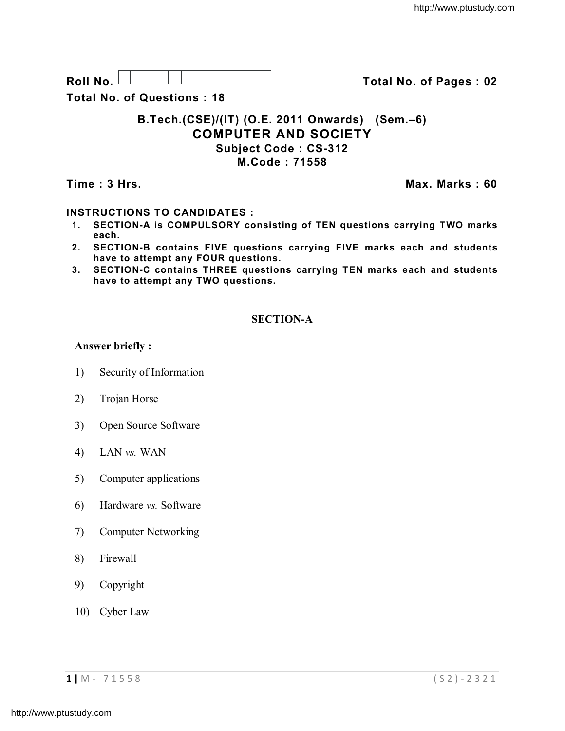**Roll No.** 

**Total No. of Pages : 02**

**Total No. of Questions : 18**

## B.Tech.(CSE)/(IT) (O.E. 2011 Onwards) (Sem.–6)

# COMPUTER AND SOCIETY

### Subject Code : CS-312

### M.Code : 71558

**Time : 3 Hrs.** **Max. Marks : 60**

**INSTRUCTIONS TO CANDIDATES :**

1. **SECTION-A is COMPULSORY consisting of TEN questions carrying TWO marks each.**
2. **SECTION-B contains FIVE questions carrying FIVE marks each and students have to attempt any FOUR questions.**
3. **SECTION-C contains THREE questions carrying TEN marks each and students have to attempt any TWO questions.**

## SECTION-A

**Answer briefly :**

1) Security of Information

2) Trojan Horse

3) Open Source Software

4) LAN *vs.* WAN

5) Computer applications

6) Hardware *vs.* Software

7) Computer Networking

8) Firewall

9) Copyright

10) Cyber Law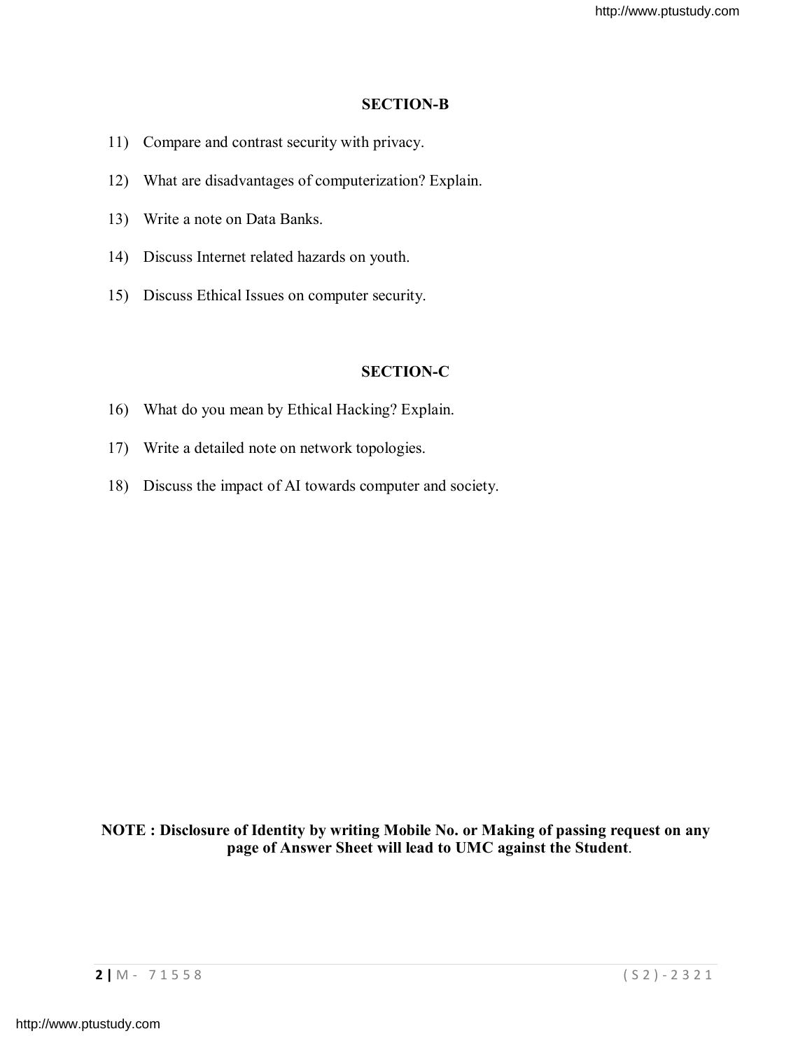## SECTION-B

11) Compare and contrast security with privacy.

12) What are disadvantages of computerization? Explain.

13) Write a note on Data Banks.

14) Discuss Internet related hazards on youth.

15) Discuss Ethical Issues on computer security.

## SECTION-C

16) What do you mean by Ethical Hacking? Explain.

17) Write a detailed note on network topologies.

18) Discuss the impact of AI towards computer and society.

**NOTE : Disclosure of Identity by writing Mobile No. or Making of passing request on any page of Answer Sheet will lead to UMC against the Student**.